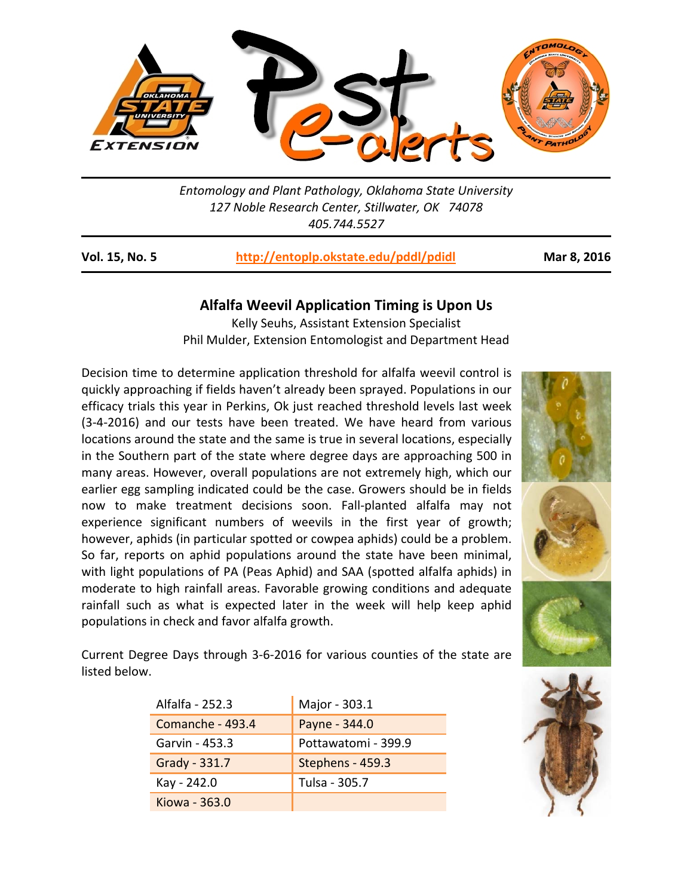Entomology and Plant Pathology, Oklahoma State University
127 Noble Research Center, Stillwater, OK 74078
405.744.5527

**Vol. 15, No. 5** | http://entoplp.okstate.edu/pddl/pdidl | **Mar 8, 2016**

## Alfalfa Weevil Application Timing is Upon Us

Kelly Seuhs, Assistant Extension Specialist
Phil Mulder, Extension Entomologist and Department Head

Decision time to determine application threshold for alfalfa weevil control is quickly approaching if fields haven't already been sprayed. Populations in our efficacy trials this year in Perkins, Ok just reached threshold levels last week (3-4-2016) and our tests have been treated. We have heard from various locations around the state and the same is true in several locations, especially in the Southern part of the state where degree days are approaching 500 in many areas. However, overall populations are not extremely high, which our earlier egg sampling indicated could be the case. Growers should be in fields now to make treatment decisions soon. Fall-planted alfalfa may not experience significant numbers of weevils in the first year of growth; however, aphids (in particular spotted or cowpea aphids) could be a problem. So far, reports on aphid populations around the state have been minimal, with light populations of PA (Peas Aphid) and SAA (spotted alfalfa aphids) in moderate to high rainfall areas. Favorable growing conditions and adequate rainfall such as what is expected later in the week will help keep aphid populations in check and favor alfalfa growth.

Current Degree Days through 3-6-2016 for various counties of the state are listed below.

| | |
|---|---|
| Alfalfa - 252.3 | Major - 303.1 |
| Comanche - 493.4 | Payne - 344.0 |
| Garvin - 453.3 | Pottawatomi - 399.9 |
| Grady - 331.7 | Stephens - 459.3 |
| Kay - 242.0 | Tulsa - 305.7 |
| Kiowa - 363.0 | |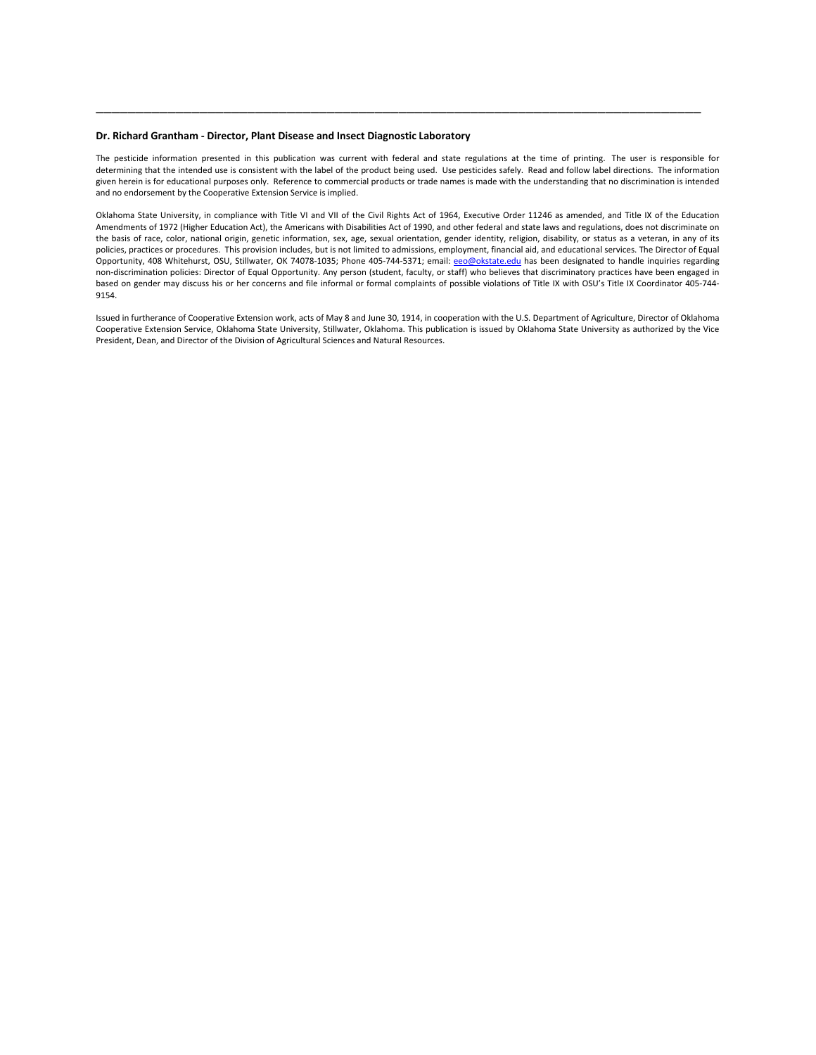---

**Dr. Richard Grantham - Director, Plant Disease and Insect Diagnostic Laboratory**

The pesticide information presented in this publication was current with federal and state regulations at the time of printing. The user is responsible for determining that the intended use is consistent with the label of the product being used. Use pesticides safely. Read and follow label directions. The information given herein is for educational purposes only. Reference to commercial products or trade names is made with the understanding that no discrimination is intended and no endorsement by the Cooperative Extension Service is implied.

Oklahoma State University, in compliance with Title VI and VII of the Civil Rights Act of 1964, Executive Order 11246 as amended, and Title IX of the Education Amendments of 1972 (Higher Education Act), the Americans with Disabilities Act of 1990, and other federal and state laws and regulations, does not discriminate on the basis of race, color, national origin, genetic information, sex, age, sexual orientation, gender identity, religion, disability, or status as a veteran, in any of its policies, practices or procedures. This provision includes, but is not limited to admissions, employment, financial aid, and educational services. The Director of Equal Opportunity, 408 Whitehurst, OSU, Stillwater, OK 74078-1035; Phone 405-744-5371; email: eeo@okstate.edu has been designated to handle inquiries regarding non-discrimination policies: Director of Equal Opportunity. Any person (student, faculty, or staff) who believes that discriminatory practices have been engaged in based on gender may discuss his or her concerns and file informal or formal complaints of possible violations of Title IX with OSU's Title IX Coordinator 405-744-9154.

Issued in furtherance of Cooperative Extension work, acts of May 8 and June 30, 1914, in cooperation with the U.S. Department of Agriculture, Director of Oklahoma Cooperative Extension Service, Oklahoma State University, Stillwater, Oklahoma. This publication is issued by Oklahoma State University as authorized by the Vice President, Dean, and Director of the Division of Agricultural Sciences and Natural Resources.